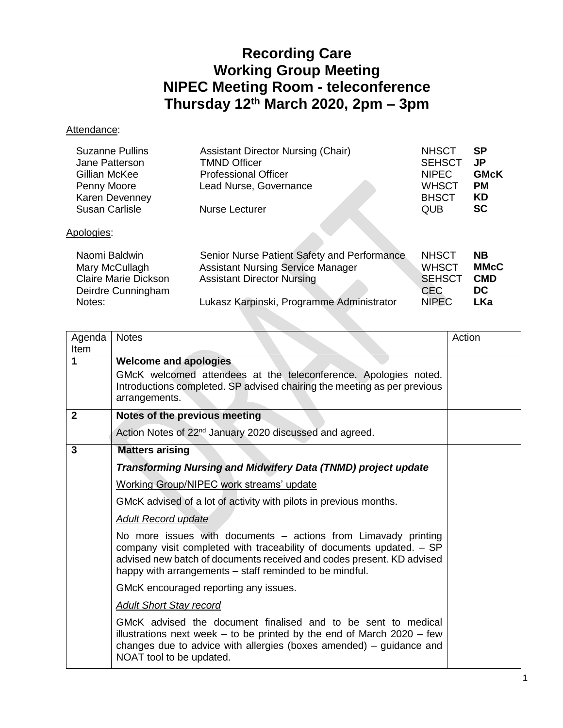# Recording Care
# Working Group Meeting
# NIPEC Meeting Room - teleconference
# Thursday 12th March 2020, 2pm – 3pm

Attendance:

| | | | |
|---|---|---|---|
| Suzanne Pullins | Assistant Director Nursing (Chair) | NHSCT | **SP** |
| Jane Patterson | TMND Officer | SEHSCT | **JP** |
| Gillian McKee | Professional Officer | NIPEC | **GMcK** |
| Penny Moore | Lead Nurse, Governance | WHSCT | **PM** |
| Karen Devenney | | BHSCT | **KD** |
| Susan Carlisle | Nurse Lecturer | QUB | **SC** |

Apologies:

| | | | |
|---|---|---|---|
| Naomi Baldwin | Senior Nurse Patient Safety and Performance | NHSCT | **NB** |
| Mary McCullagh | Assistant Nursing Service Manager | WHSCT | **MMcC** |
| Claire Marie Dickson | Assistant Director Nursing | SEHSCT | **CMD** |
| Deirdre Cunningham | | CEC | **DC** |
| Notes: | Lukasz Karpinski, Programme Administrator | NIPEC | **LKa** |

| Agenda Item | Notes | Action |
|---|---|---|
| **1** | **Welcome and apologies**<br>GMcK welcomed attendees at the teleconference. Apologies noted. Introductions completed. SP advised chairing the meeting as per previous arrangements. | |
| **2** | **Notes of the previous meeting**<br>Action Notes of 22nd January 2020 discussed and agreed. | |
| **3** | **Matters arising**<br>***Transforming Nursing and Midwifery Data (TNMD) project update***<br>Working Group/NIPEC work streams' update<br>GMcK advised of a lot of activity with pilots in previous months.<br>*Adult Record update*<br>No more issues with documents – actions from Limavady printing company visit completed with traceability of documents updated. – SP advised new batch of documents received and codes present. KD advised happy with arrangements – staff reminded to be mindful.<br>GMcK encouraged reporting any issues.<br>*Adult Short Stay record*<br>GMcK advised the document finalised and to be sent to medical illustrations next week – to be printed by the end of March 2020 – few changes due to advice with allergies (boxes amended) – guidance and NOAT tool to be updated. | |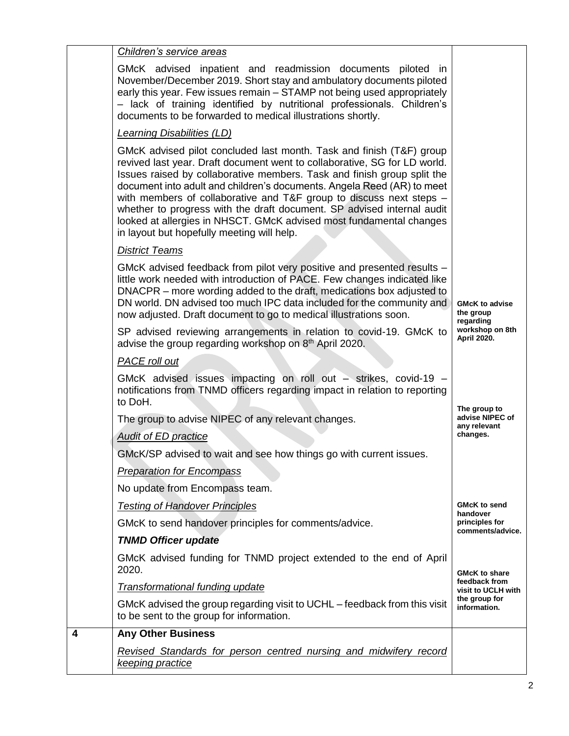| | | |
|---|---|---|
| | *Children's service areas*<br><br>GMcK advised inpatient and readmission documents piloted in November/December 2019. Short stay and ambulatory documents piloted early this year. Few issues remain – STAMP not being used appropriately – lack of training identified by nutritional professionals. Children's documents to be forwarded to medical illustrations shortly.<br><br>*Learning Disabilities (LD)*<br><br>GMcK advised pilot concluded last month. Task and finish (T&F) group revived last year. Draft document went to collaborative, SG for LD world. Issues raised by collaborative members. Task and finish group split the document into adult and children's documents. Angela Reed (AR) to meet with members of collaborative and T&F group to discuss next steps – whether to progress with the draft document. SP advised internal audit looked at allergies in NHSCT. GMcK advised most fundamental changes in layout but hopefully meeting will help.<br><br>*District Teams*<br><br>GMcK advised feedback from pilot very positive and presented results – little work needed with introduction of PACE. Few changes indicated like DNACPR – more wording added to the draft, medications box adjusted to DN world. DN advised too much IPC data included for the community and now adjusted. Draft document to go to medical illustrations soon.<br><br>SP advised reviewing arrangements in relation to covid-19. GMcK to advise the group regarding workshop on 8th April 2020.<br><br>*PACE roll out*<br><br>GMcK advised issues impacting on roll out – strikes, covid-19 – notifications from TNMD officers regarding impact in relation to reporting to DoH.<br><br>The group to advise NIPEC of any relevant changes.<br><br>*Audit of ED practice*<br><br>GMcK/SP advised to wait and see how things go with current issues.<br><br>*Preparation for Encompass*<br><br>No update from Encompass team.<br><br>*Testing of Handover Principles*<br><br>GMcK to send handover principles for comments/advice.<br><br>***TNMD Officer update***<br><br>GMcK advised funding for TNMD project extended to the end of April 2020.<br><br>*Transformational funding update*<br><br>GMcK advised the group regarding visit to UCHL – feedback from this visit to be sent to the group for information. | **GMcK to advise the group regarding workshop on 8th April 2020.**<br><br>**The group to advise NIPEC of any relevant changes.**<br><br>**GMcK to send handover principles for comments/advice.**<br><br>**GMcK to share feedback from visit to UCLH with the group for information.** |
| **4** | **Any Other Business**<br><br>*Revised Standards for person centred nursing and midwifery record keeping practice* | |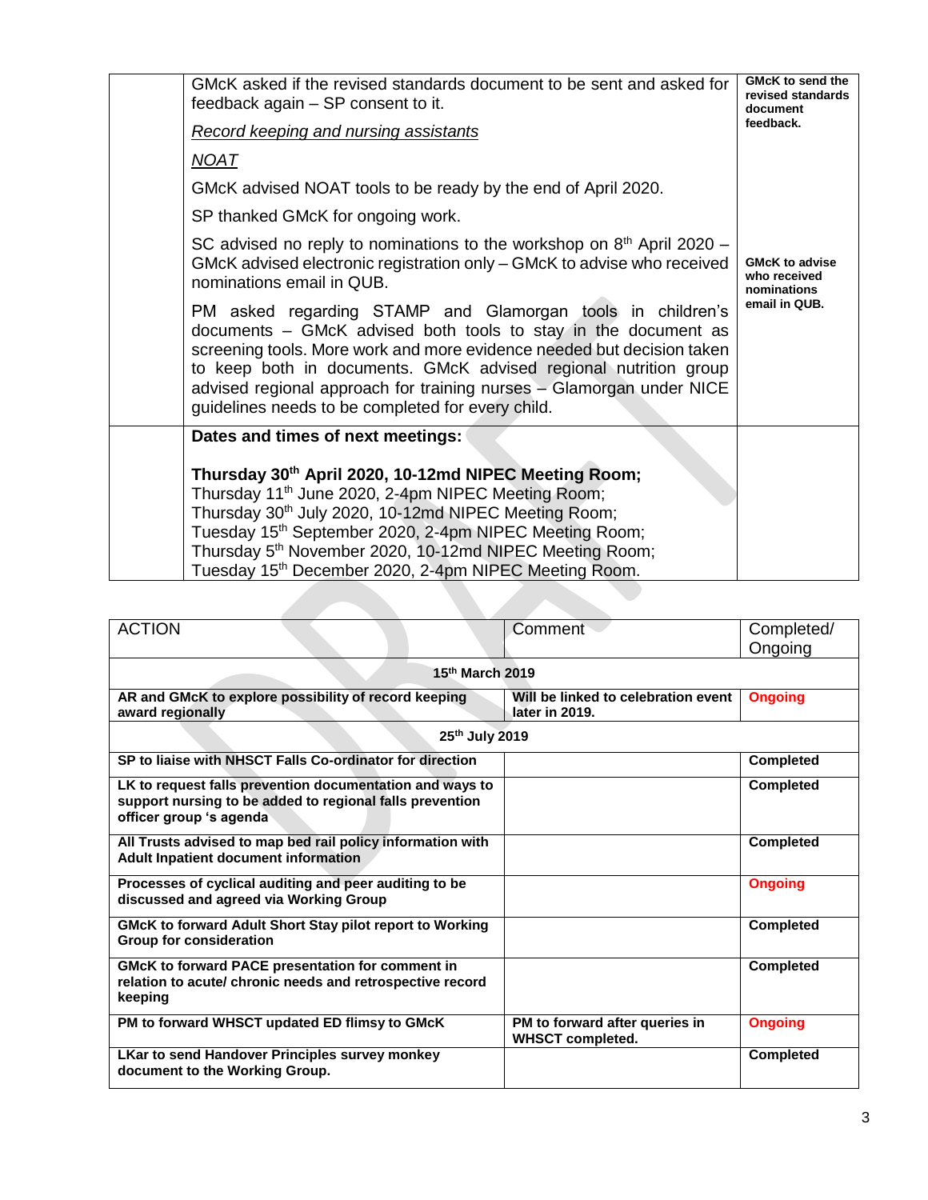| | | |
|---|---|---|
| | GMcK asked if the revised standards document to be sent and asked for feedback again – SP consent to it.<br><br>*Record keeping and nursing assistants*<br><br>*NOAT*<br><br>GMcK advised NOAT tools to be ready by the end of April 2020.<br><br>SP thanked GMcK for ongoing work.<br><br>SC advised no reply to nominations to the workshop on 8th April 2020 – GMcK advised electronic registration only – GMcK to advise who received nominations email in QUB.<br><br>PM asked regarding STAMP and Glamorgan tools in children's documents – GMcK advised both tools to stay in the document as screening tools. More work and more evidence needed but decision taken to keep both in documents. GMcK advised regional nutrition group advised regional approach for training nurses – Glamorgan under NICE guidelines needs to be completed for every child. | **GMcK to send the revised standards document feedback.**<br><br>**GMcK to advise who received nominations email in QUB.** |
| | **Dates and times of next meetings:**<br><br>**Thursday 30th April 2020, 10-12md NIPEC Meeting Room;**<br>Thursday 11th June 2020, 2-4pm NIPEC Meeting Room;<br>Thursday 30th July 2020, 10-12md NIPEC Meeting Room;<br>Tuesday 15th September 2020, 2-4pm NIPEC Meeting Room;<br>Thursday 5th November 2020, 10-12md NIPEC Meeting Room;<br>Tuesday 15th December 2020, 2-4pm NIPEC Meeting Room. | |

| ACTION | Comment | Completed/ Ongoing |
|---|---|---|
| **15th March 2019** | | |
| **AR and GMcK to explore possibility of record keeping award regionally** | **Will be linked to celebration event later in 2019.** | **Ongoing** |
| **25th July 2019** | | |
| **SP to liaise with NHSCT Falls Co-ordinator for direction** | | **Completed** |
| **LK to request falls prevention documentation and ways to support nursing to be added to regional falls prevention officer group 's agenda** | | **Completed** |
| **All Trusts advised to map bed rail policy information with Adult Inpatient document information** | | **Completed** |
| **Processes of cyclical auditing and peer auditing to be discussed and agreed via Working Group** | | **Ongoing** |
| **GMcK to forward Adult Short Stay pilot report to Working Group for consideration** | | **Completed** |
| **GMcK to forward PACE presentation for comment in relation to acute/ chronic needs and retrospective record keeping** | | **Completed** |
| **PM to forward WHSCT updated ED flimsy to GMcK** | **PM to forward after queries in WHSCT completed.** | **Ongoing** |
| **LKar to send Handover Principles survey monkey document to the Working Group.** | | **Completed** |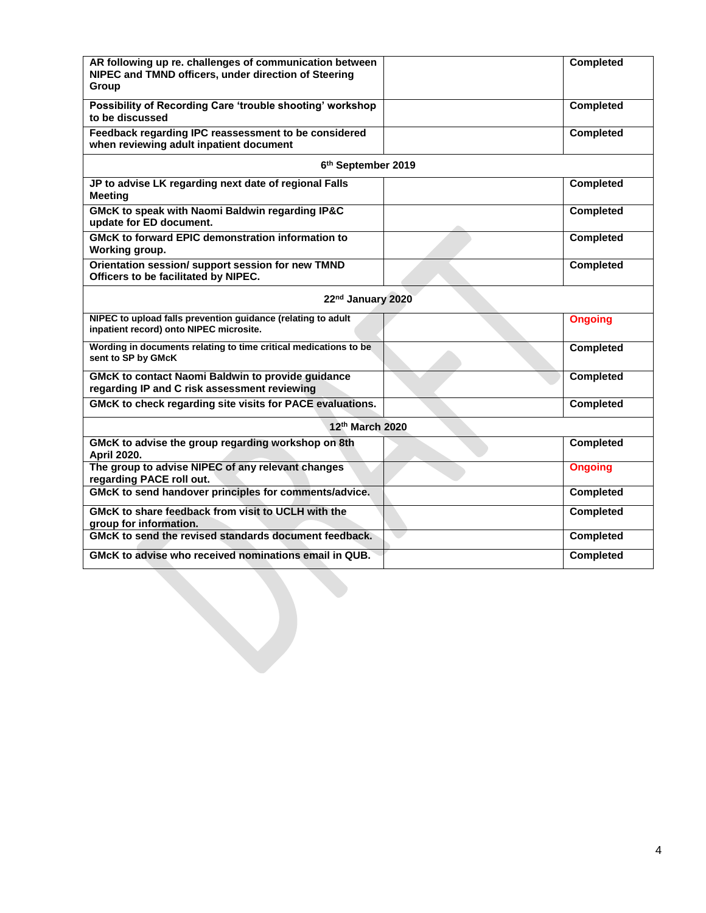| | | |
|---|---|---|
| **AR following up re. challenges of communication between NIPEC and TMND officers, under direction of Steering Group** | | **Completed** |
| **Possibility of Recording Care 'trouble shooting' workshop to be discussed** | | **Completed** |
| **Feedback regarding IPC reassessment to be considered when reviewing adult inpatient document** | | **Completed** |
| **6th September 2019** | | |
| **JP to advise LK regarding next date of regional Falls Meeting** | | **Completed** |
| **GMcK to speak with Naomi Baldwin regarding IP&C update for ED document.** | | **Completed** |
| **GMcK to forward EPIC demonstration information to Working group.** | | **Completed** |
| **Orientation session/ support session for new TMND Officers to be facilitated by NIPEC.** | | **Completed** |
| **22nd January 2020** | | |
| **NIPEC to upload falls prevention guidance (relating to adult inpatient record) onto NIPEC microsite.** | | **Ongoing** |
| **Wording in documents relating to time critical medications to be sent to SP by GMcK** | | **Completed** |
| **GMcK to contact Naomi Baldwin to provide guidance regarding IP and C risk assessment reviewing** | | **Completed** |
| **GMcK to check regarding site visits for PACE evaluations.** | | **Completed** |
| **12th March 2020** | | |
| **GMcK to advise the group regarding workshop on 8th April 2020.** | | **Completed** |
| **The group to advise NIPEC of any relevant changes regarding PACE roll out.** | | **Ongoing** |
| **GMcK to send handover principles for comments/advice.** | | **Completed** |
| **GMcK to share feedback from visit to UCLH with the group for information.** | | **Completed** |
| **GMcK to send the revised standards document feedback.** | | **Completed** |
| **GMcK to advise who received nominations email in QUB.** | | **Completed** |